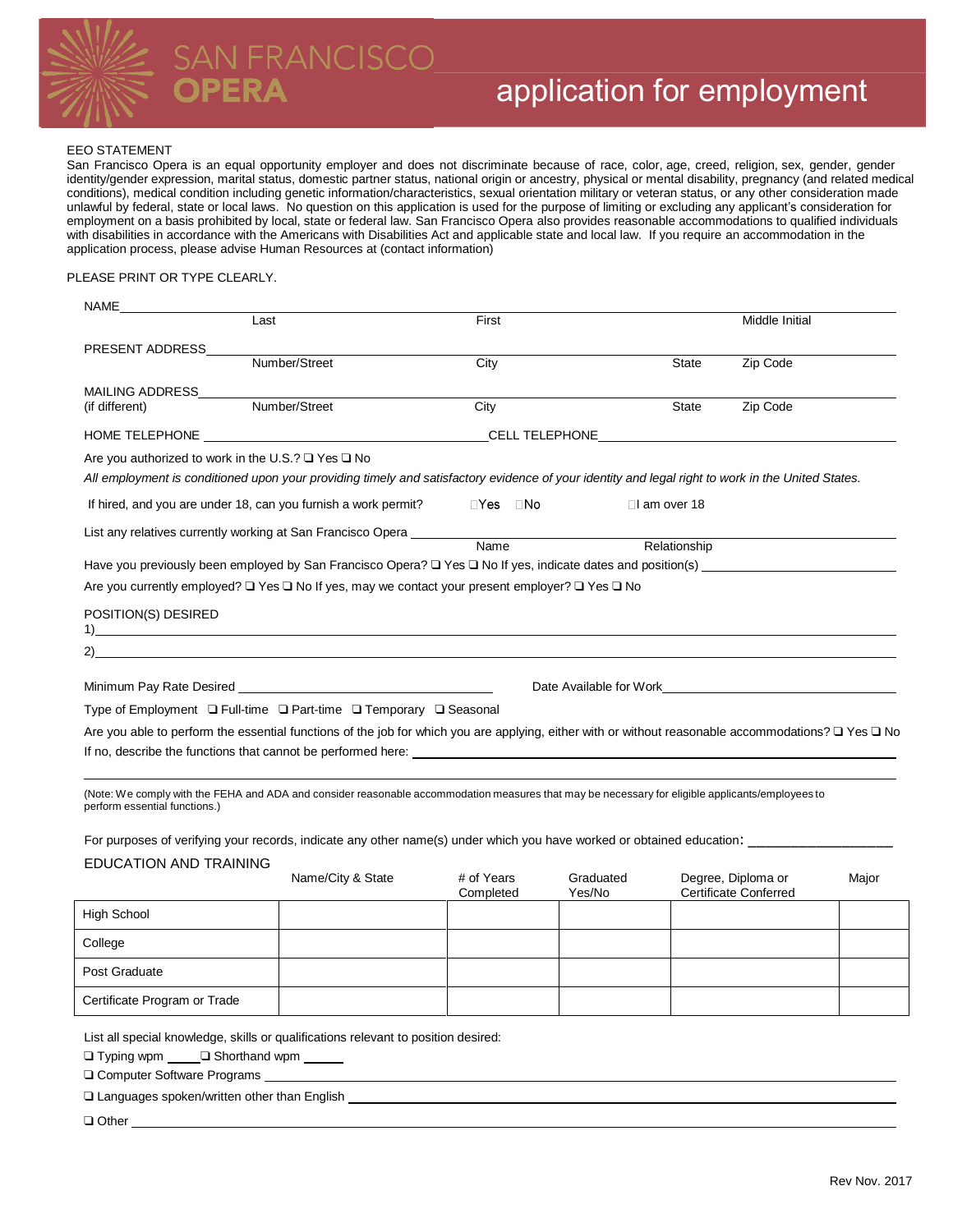# SAN FRANCISCO OPERA

## application for employment

EEO STATEMENT

San Francisco Opera is an equal opportunity employer and does not discriminate because of race, color, age, creed, religion, sex, gender, gender identity/gender expression, marital status, domestic partner status, national origin or ancestry, physical or mental disability, pregnancy (and related medical conditions), medical condition including genetic information/characteristics, sexual orientation military or veteran status, or any other consideration made unlawful by federal, state or local laws. No question on this application is used for the purpose of limiting or excluding any applicant's consideration for employment on a basis prohibited by local, state or federal law. San Francisco Opera also provides reasonable accommodations to qualified individuals with disabilities in accordance with the Americans with Disabilities Act and applicable state and local law. If you require an accommodation in the application process, please advise Human Resources at (contact information)

PLEASE PRINT OR TYPE CLEARLY.

NAME______________________________________________________________________________
Last | First | Middle Initial

PRESENT ADDRESS______________________________________________________________________
Number/Street | City | State | Zip Code

MAILING ADDRESS______________________________________________________________________
(if different) | Number/Street | City | State | Zip Code

HOME TELEPHONE ______________________________ CELL TELEPHONE______________________________

Are you authorized to work in the U.S.? ❑ Yes ❑ No

*All employment is conditioned upon your providing timely and satisfactory evidence of your identity and legal right to work in the United States.*

If hired, and you are under 18, can you furnish a work permit? ❑ Yes ❑ No ❑ I am over 18

List any relatives currently working at San Francisco Opera ______________________________
Name | Relationship

Have you previously been employed by San Francisco Opera? ❑ Yes ❑ No If yes, indicate dates and position(s) ____________________

Are you currently employed? ❑ Yes ❑ No If yes, may we contact your present employer? ❑ Yes ❑ No

POSITION(S) DESIRED

1)______________________________________________________________________________

2)______________________________________________________________________________

Minimum Pay Rate Desired ____________________________ Date Available for Work____________________________

Type of Employment ❑ Full-time ❑ Part-time ❑ Temporary ❑ Seasonal

Are you able to perform the essential functions of the job for which you are applying, either with or without reasonable accommodations? ❑ Yes ❑ No

If no, describe the functions that cannot be performed here: ______________________________________________

______________________________________________________________________________

(Note: We comply with the FEHA and ADA and consider reasonable accommodation measures that may be necessary for eligible applicants/employees to perform essential functions.)

For purposes of verifying your records, indicate any other name(s) under which you have worked or obtained education: ____________________

EDUCATION AND TRAINING

| | Name/City & State | # of Years Completed | Graduated Yes/No | Degree, Diploma or Certificate Conferred | Major |
|---|---|---|---|---|---|
| High School | | | | | |
| College | | | | | |
| Post Graduate | | | | | |
| Certificate Program or Trade | | | | | |

List all special knowledge, skills or qualifications relevant to position desired:

❑ Typing wpm _____ ❑ Shorthand wpm _____

❑ Computer Software Programs ______________________________________________________

❑ Languages spoken/written other than English ________________________________________

❑ Other ______________________________________________________________________

Rev Nov. 2017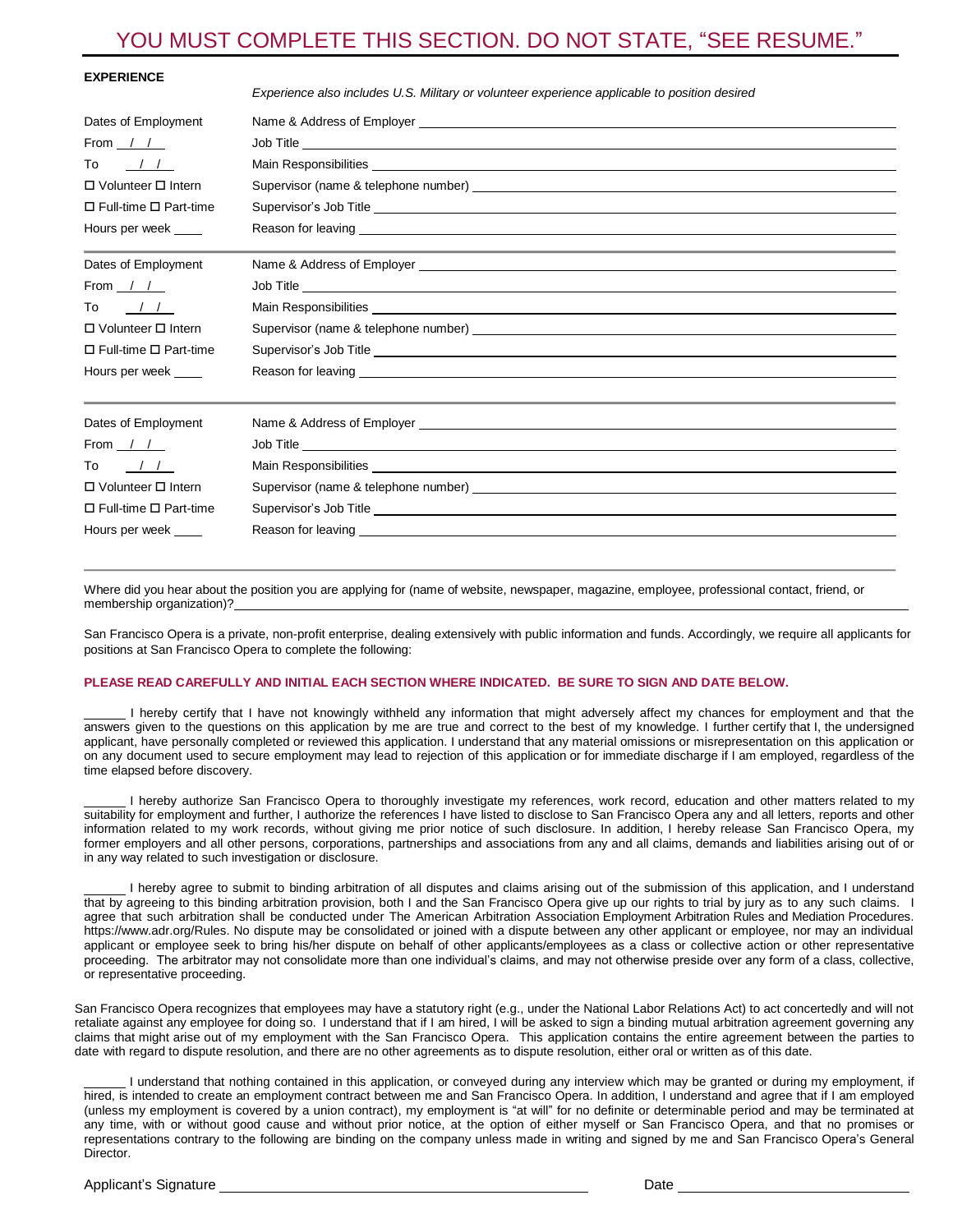# YOU MUST COMPLETE THIS SECTION. DO NOT STATE, "SEE RESUME."

**EXPERIENCE**

*Experience also includes U.S. Military or volunteer experience applicable to position desired*

| | |
|---|---|
| Dates of Employment | Name & Address of Employer ______________________ |
| From __/__/__ | Job Title ______________________ |
| To __/__/__ | Main Responsibilities ______________________ |
| ☐ Volunteer ☐ Intern | Supervisor (name & telephone number) ______________________ |
| ☐ Full-time ☐ Part-time | Supervisor's Job Title ______________________ |
| Hours per week ____ | Reason for leaving ______________________ |

| | |
|---|---|
| Dates of Employment | Name & Address of Employer ______________________ |
| From __/__/__ | Job Title ______________________ |
| To __/__/__ | Main Responsibilities ______________________ |
| ☐ Volunteer ☐ Intern | Supervisor (name & telephone number) ______________________ |
| ☐ Full-time ☐ Part-time | Supervisor's Job Title ______________________ |
| Hours per week ____ | Reason for leaving ______________________ |

| | |
|---|---|
| Dates of Employment | Name & Address of Employer ______________________ |
| From __/__/__ | Job Title ______________________ |
| To __/__/__ | Main Responsibilities ______________________ |
| ☐ Volunteer ☐ Intern | Supervisor (name & telephone number) ______________________ |
| ☐ Full-time ☐ Part-time | Supervisor's Job Title ______________________ |
| Hours per week ____ | Reason for leaving ______________________ |

Where did you hear about the position you are applying for (name of website, newspaper, magazine, employee, professional contact, friend, or membership organization)? ______________________

San Francisco Opera is a private, non-profit enterprise, dealing extensively with public information and funds. Accordingly, we require all applicants for positions at San Francisco Opera to complete the following:

**PLEASE READ CAREFULLY AND INITIAL EACH SECTION WHERE INDICATED. BE SURE TO SIGN AND DATE BELOW.**

______ I hereby certify that I have not knowingly withheld any information that might adversely affect my chances for employment and that the answers given to the questions on this application by me are true and correct to the best of my knowledge. I further certify that I, the undersigned applicant, have personally completed or reviewed this application. I understand that any material omissions or misrepresentation on this application or on any document used to secure employment may lead to rejection of this application or for immediate discharge if I am employed, regardless of the time elapsed before discovery.

______ I hereby authorize San Francisco Opera to thoroughly investigate my references, work record, education and other matters related to my suitability for employment and further, I authorize the references I have listed to disclose to San Francisco Opera any and all letters, reports and other information related to my work records, without giving me prior notice of such disclosure. In addition, I hereby release San Francisco Opera, my former employers and all other persons, corporations, partnerships and associations from any and all claims, demands and liabilities arising out of or in any way related to such investigation or disclosure.

______ I hereby agree to submit to binding arbitration of all disputes and claims arising out of the submission of this application, and I understand that by agreeing to this binding arbitration provision, both I and the San Francisco Opera give up our rights to trial by jury as to any such claims. I agree that such arbitration shall be conducted under The American Arbitration Association Employment Arbitration Rules and Mediation Procedures. https://www.adr.org/Rules. No dispute may be consolidated or joined with a dispute between any other applicant or employee, nor may an individual applicant or employee seek to bring his/her dispute on behalf of other applicants/employees as a class or collective action or other representative proceeding. The arbitrator may not consolidate more than one individual's claims, and may not otherwise preside over any form of a class, collective, or representative proceeding.

San Francisco Opera recognizes that employees may have a statutory right (e.g., under the National Labor Relations Act) to act concertedly and will not retaliate against any employee for doing so. I understand that if I am hired, I will be asked to sign a binding mutual arbitration agreement governing any claims that might arise out of my employment with the San Francisco Opera. This application contains the entire agreement between the parties to date with regard to dispute resolution, and there are no other agreements as to dispute resolution, either oral or written as of this date.

______ I understand that nothing contained in this application, or conveyed during any interview which may be granted or during my employment, if hired, is intended to create an employment contract between me and San Francisco Opera. In addition, I understand and agree that if I am employed (unless my employment is covered by a union contract), my employment is "at will" for no definite or determinable period and may be terminated at any time, with or without good cause and without prior notice, at the option of either myself or San Francisco Opera, and that no promises or representations contrary to the following are binding on the company unless made in writing and signed by me and San Francisco Opera's General Director.

Applicant's Signature ______________________ Date ______________________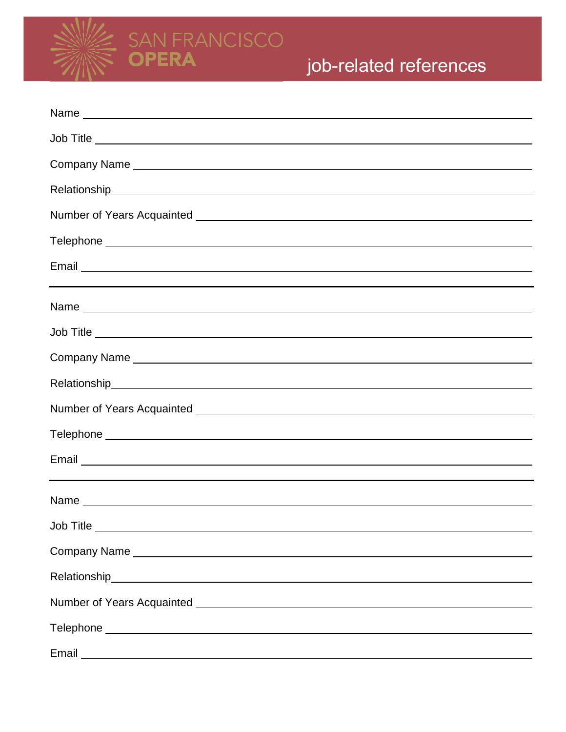SAN FRANCISCO **OPERA**

# job-related references

Name ______________________________

Job Title ______________________________

Company Name ______________________________

Relationship______________________________

Number of Years Acquainted ______________________________

Telephone ______________________________

Email ______________________________

---

Name ______________________________

Job Title ______________________________

Company Name ______________________________

Relationship______________________________

Number of Years Acquainted ______________________________

Telephone ______________________________

Email ______________________________

---

Name ______________________________

Job Title ______________________________

Company Name ______________________________

Relationship______________________________

Number of Years Acquainted ______________________________

Telephone ______________________________

Email ______________________________